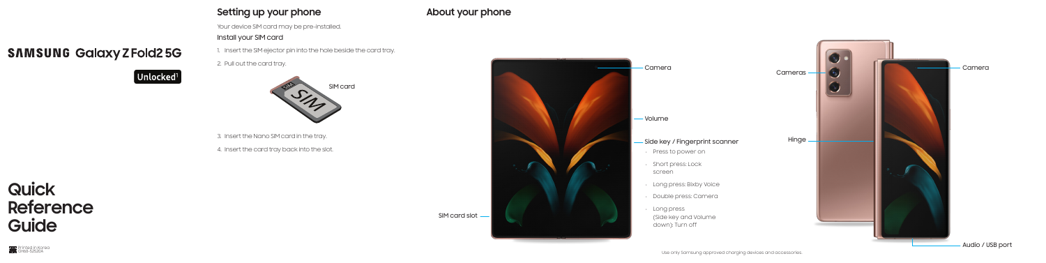# SAMSUNG Galaxy Z Fold2 5G

Unlocked[1]

# Quick Reference Guide

Printed in Korea
GH68-52520A

## Setting up your phone

Your device SIM card may be pre-installed.

### Install your SIM card

1. Insert the SIM ejector pin into the hole beside the card tray.
2. Pull out the card tray.

SIM card

3. Insert the Nano SIM card in the tray.
4. Insert the card tray back into the slot.

## About your phone

- Camera
- Volume
- Side key / Fingerprint scanner
  - Press to power on
  - Short press: Lock screen
  - Long press: Bixby Voice
  - Double press: Camera
  - Long press (Side key and Volume down): Turn off
- SIM card slot
- Cameras
- Camera
- Hinge
- Audio / USB port

Use only Samsung approved charging devices and accessories.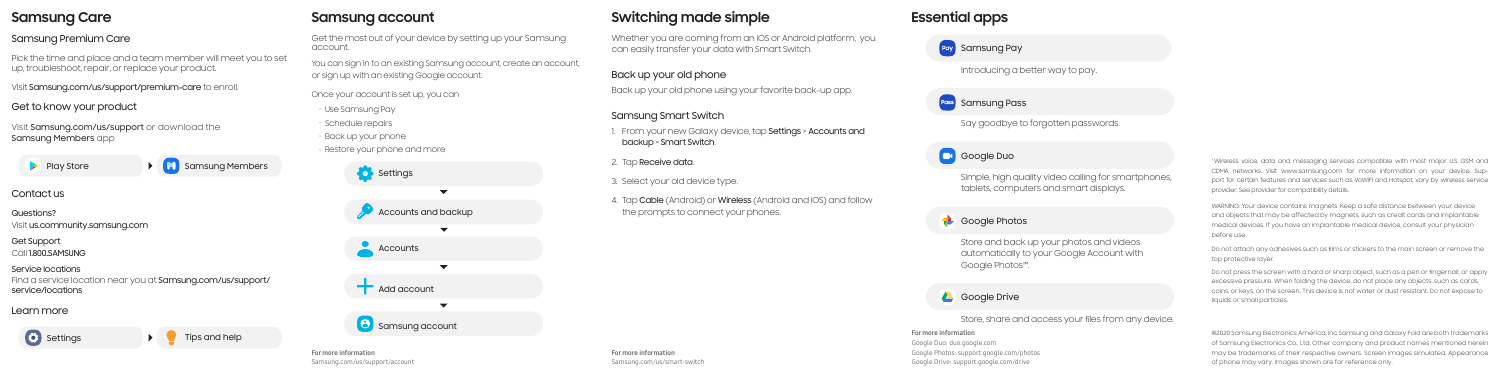# Samsung Care

## Samsung Premium Care

Pick the time and place and a team member will meet you to set up, troubleshoot, repair, or replace your product.

Visit **Samsung.com/us/support/premium-care** to enroll.

## Get to know your product

Visit **Samsung.com/us/support** or download the **Samsung Members** app

Play Store ▸ Samsung Members

## Contact us

Questions?
Visit **us.community.samsung.com**

Get Support
Call **1.800.SAMSUNG**

Service locations
Find a service location near you at **Samsung.com/us/support/service/locations**

## Learn more

Settings ▸ Tips and help

# Samsung account

Get the most out of your device by setting up your Samsung account.

You can sign in to an existing Samsung account, create an account, or sign up with an existing Google account.

Once your account is set up, you can

- Use Samsung Pay
- Schedule repairs
- Back up your phone
- Restore your phone and more

Settings
▼
Accounts and backup
▼
Accounts
▼
Add account
▼
Samsung account

**For more information**
Samsung.com/us/support/account

# Switching made simple

Whether you are coming from an iOS or Android platform, you can easily transfer your data with Smart Switch.

## Back up your old phone

Back up your old phone using your favorite back-up app.

## Samsung Smart Switch

1. From your new Galaxy device, tap **Settings** > **Accounts and backup** > **Smart Switch**.
2. Tap **Receive data**.
3. Select your old device type.
4. Tap **Cable** (Android) or **Wireless** (Android and iOS) and follow the prompts to connect your phones.

**For more information**
Samsung.com/us/smart-switch

# Essential apps

**Samsung Pay**

Introducing a better way to pay.

**Samsung Pass**

Say goodbye to forgotten passwords.

**Google Duo**

Simple, high quality video calling for smartphones, tablets, computers and smart displays.

**Google Photos**

Store and back up your photos and videos automatically to your Google Account with Google Photos™.

**Google Drive**

Store, share and access your files from any device.

**For more information**
Google Duo: duo.google.com
Google Photos: support.google.com/photos
Google Drive: support.google.com/drive

[1]Wireless voice, data and messaging services compatible with most major U.S. GSM and CDMA networks. Visit www.samsung.com for more information on your device. Support for certain features and services such as VoWiFi and Hotspot, vary by wireless service provider. See provider for compatibility details.

WARNING: Your device contains magnets. Keep a safe distance between your device and objects that may be affected by magnets, such as credit cards and implantable medical devices. If you have an implantable medical device, consult your physician before use.

Do not attach any adhesives such as films or stickers to the main screen or remove the top protective layer.

Do not press the screen with a hard or sharp object, such as a pen or fingernail, or apply excessive pressure. When folding the device, do not place any objects, such as cards, coins, or keys, on the screen. This device is not water or dust resistant. Do not expose to liquids or small particles.

©2020 Samsung Electronics America, Inc. Samsung and Galaxy Fold are both trademarks of Samsung Electronics Co., Ltd. Other company and product names mentioned herein may be trademarks of their respective owners. Screen images simulated. Appearance of phone may vary. Images shown are for reference only.